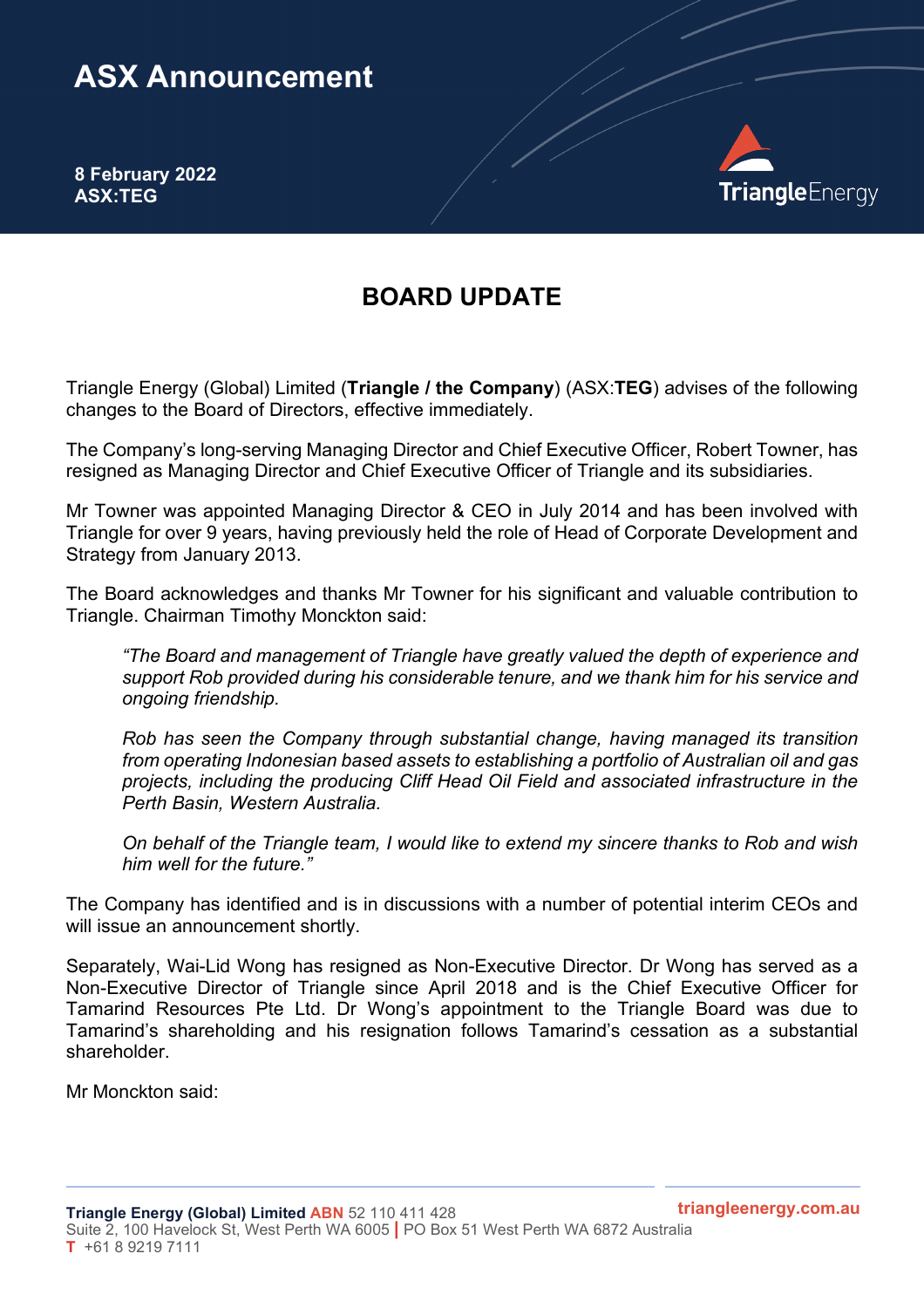# ASX Announcement

**8 February 2022**
**ASX:TEG**

## BOARD UPDATE

Triangle Energy (Global) Limited (**Triangle / the Company**) (ASX:**TEG**) advises of the following changes to the Board of Directors, effective immediately.

The Company's long-serving Managing Director and Chief Executive Officer, Robert Towner, has resigned as Managing Director and Chief Executive Officer of Triangle and its subsidiaries.

Mr Towner was appointed Managing Director & CEO in July 2014 and has been involved with Triangle for over 9 years, having previously held the role of Head of Corporate Development and Strategy from January 2013.

The Board acknowledges and thanks Mr Towner for his significant and valuable contribution to Triangle. Chairman Timothy Monckton said:

> *"The Board and management of Triangle have greatly valued the depth of experience and support Rob provided during his considerable tenure, and we thank him for his service and ongoing friendship.*
>
> *Rob has seen the Company through substantial change, having managed its transition from operating Indonesian based assets to establishing a portfolio of Australian oil and gas projects, including the producing Cliff Head Oil Field and associated infrastructure in the Perth Basin, Western Australia.*
>
> *On behalf of the Triangle team, I would like to extend my sincere thanks to Rob and wish him well for the future."*

The Company has identified and is in discussions with a number of potential interim CEOs and will issue an announcement shortly.

Separately, Wai-Lid Wong has resigned as Non-Executive Director. Dr Wong has served as a Non-Executive Director of Triangle since April 2018 and is the Chief Executive Officer for Tamarind Resources Pte Ltd. Dr Wong's appointment to the Triangle Board was due to Tamarind's shareholding and his resignation follows Tamarind's cessation as a substantial shareholder.

Mr Monckton said: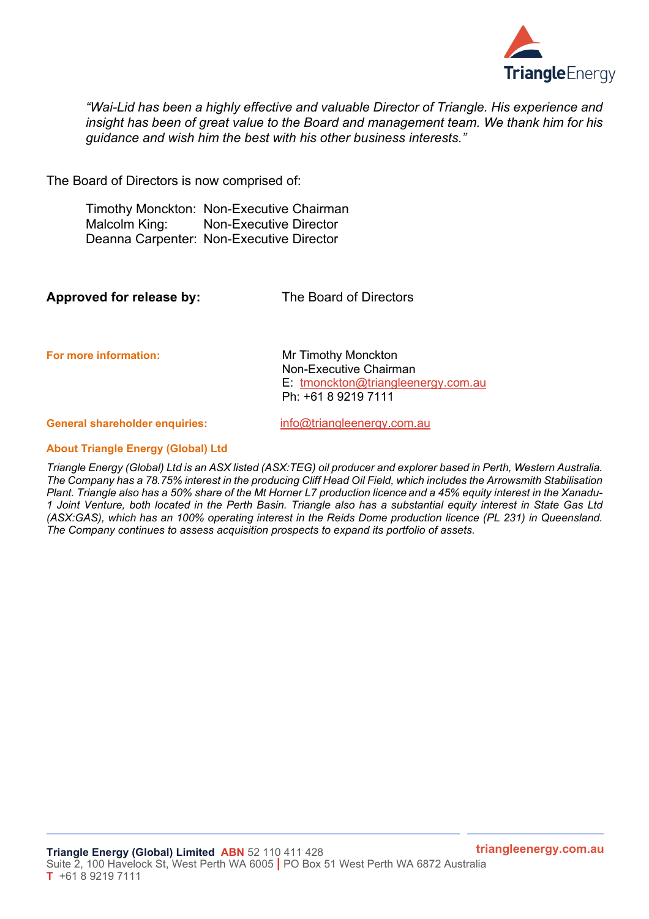*"Wai-Lid has been a highly effective and valuable Director of Triangle. His experience and insight has been of great value to the Board and management team. We thank him for his guidance and wish him the best with his other business interests."*

The Board of Directors is now comprised of:

| | |
|---|---|
| Timothy Monckton: | Non-Executive Chairman |
| Malcolm King: | Non-Executive Director |
| Deanna Carpenter: | Non-Executive Director |

**Approved for release by:** The Board of Directors

**For more information:**

Mr Timothy Monckton
Non-Executive Chairman
E: tmonckton@triangleenergy.com.au
Ph: +61 8 9219 7111

**General shareholder enquiries:** info@triangleenergy.com.au

**About Triangle Energy (Global) Ltd**

*Triangle Energy (Global) Ltd is an ASX listed (ASX:TEG) oil producer and explorer based in Perth, Western Australia. The Company has a 78.75% interest in the producing Cliff Head Oil Field, which includes the Arrowsmith Stabilisation Plant. Triangle also has a 50% share of the Mt Horner L7 production licence and a 45% equity interest in the Xanadu-1 Joint Venture, both located in the Perth Basin. Triangle also has a substantial equity interest in State Gas Ltd (ASX:GAS), which has an 100% operating interest in the Reids Dome production licence (PL 231) in Queensland. The Company continues to assess acquisition prospects to expand its portfolio of assets.*